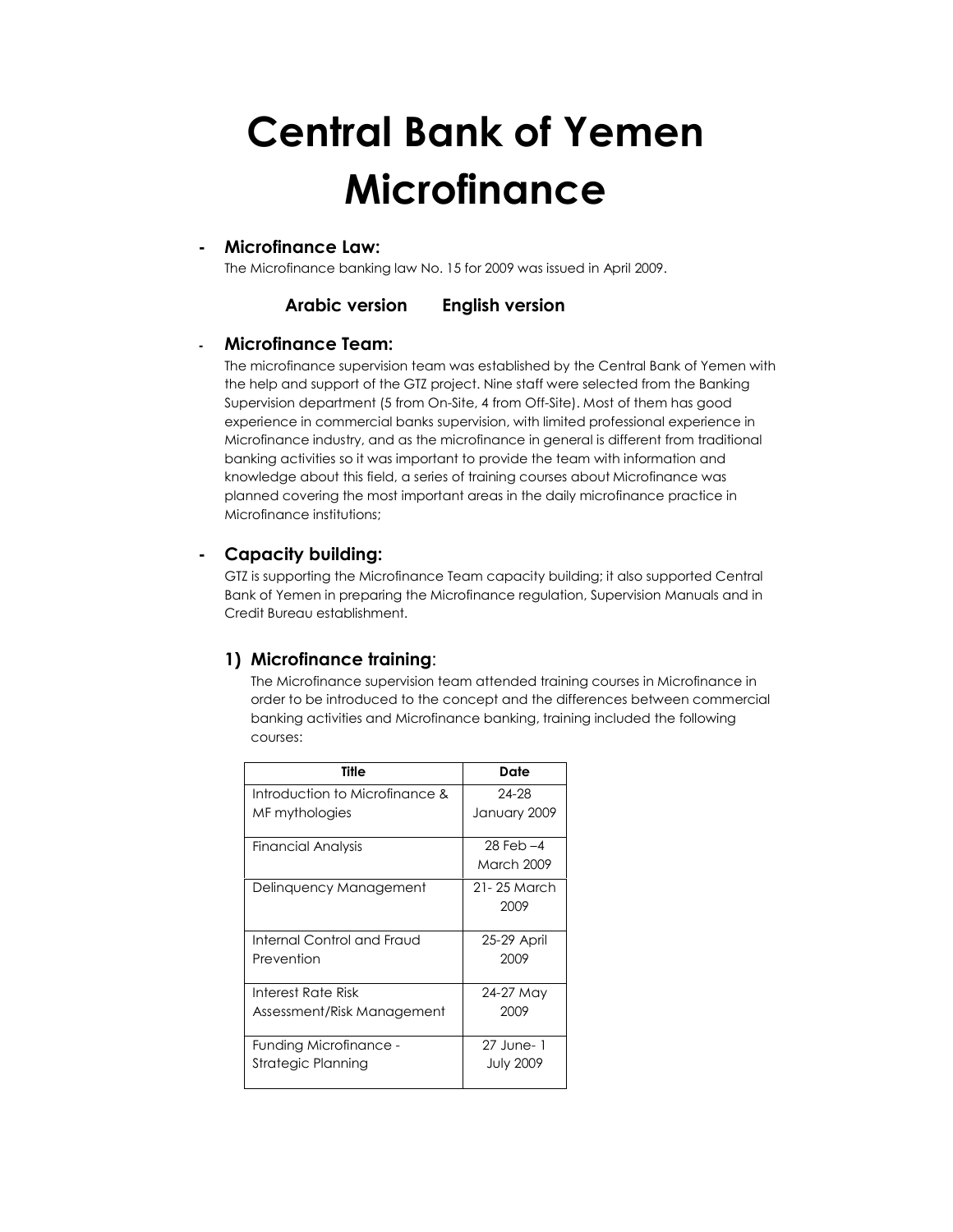# Central Bank of Yemen Microfinance

- **Microfinance Law:**

  The Microfinance banking law No. 15 for 2009 was issued in April 2009.

  **Arabic version** **English version**

- **Microfinance Team:**

  The microfinance supervision team was established by the Central Bank of Yemen with the help and support of the GTZ project. Nine staff were selected from the Banking Supervision department (5 from On-Site, 4 from Off-Site). Most of them has good experience in commercial banks supervision, with limited professional experience in Microfinance industry, and as the microfinance in general is different from traditional banking activities so it was important to provide the team with information and knowledge about this field, a series of training courses about Microfinance was planned covering the most important areas in the daily microfinance practice in Microfinance institutions;

- **Capacity building:**

  GTZ is supporting the Microfinance Team capacity building; it also supported Central Bank of Yemen in preparing the Microfinance regulation, Supervision Manuals and in Credit Bureau establishment.

### 1) Microfinance training:

The Microfinance supervision team attended training courses in Microfinance in order to be introduced to the concept and the differences between commercial banking activities and Microfinance banking, training included the following courses:

| Title | Date |
| --- | --- |
| Introduction to Microfinance & MF mythologies | 24-28 January 2009 |
| Financial Analysis | 28 Feb –4 March 2009 |
| Delinquency Management | 21- 25 March 2009 |
| Internal Control and Fraud Prevention | 25-29 April 2009 |
| Interest Rate Risk Assessment/Risk Management | 24-27 May 2009 |
| Funding Microfinance - Strategic Planning | 27 June- 1 July 2009 |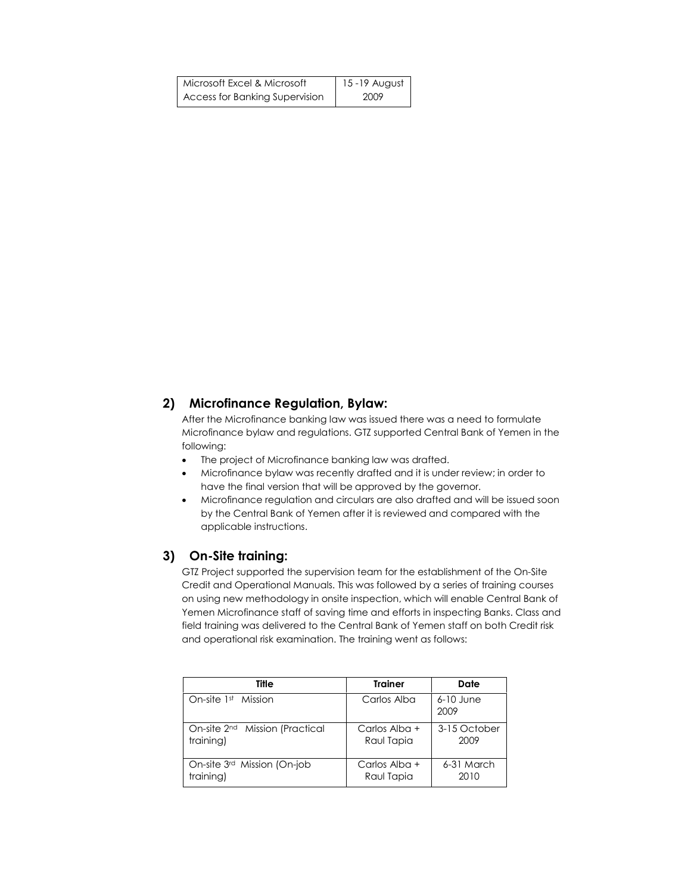| | |
|---|---|
| Microsoft Excel & Microsoft Access for Banking Supervision | 15 -19 August 2009 |

## 2) Microfinance Regulation, Bylaw:

After the Microfinance banking law was issued there was a need to formulate Microfinance bylaw and regulations. GTZ supported Central Bank of Yemen in the following:

- The project of Microfinance banking law was drafted.
- Microfinance bylaw was recently drafted and it is under review; in order to have the final version that will be approved by the governor.
- Microfinance regulation and circulars are also drafted and will be issued soon by the Central Bank of Yemen after it is reviewed and compared with the applicable instructions.

## 3) On-Site training:

GTZ Project supported the supervision team for the establishment of the On-Site Credit and Operational Manuals. This was followed by a series of training courses on using new methodology in onsite inspection, which will enable Central Bank of Yemen Microfinance staff of saving time and efforts in inspecting Banks. Class and field training was delivered to the Central Bank of Yemen staff on both Credit risk and operational risk examination. The training went as follows:

| Title | Trainer | Date |
|---|---|---|
| On-site 1st Mission | Carlos Alba | 6-10 June 2009 |
| On-site 2nd Mission (Practical training) | Carlos Alba + Raul Tapia | 3-15 October 2009 |
| On-site 3rd Mission (On-job training) | Carlos Alba + Raul Tapia | 6-31 March 2010 |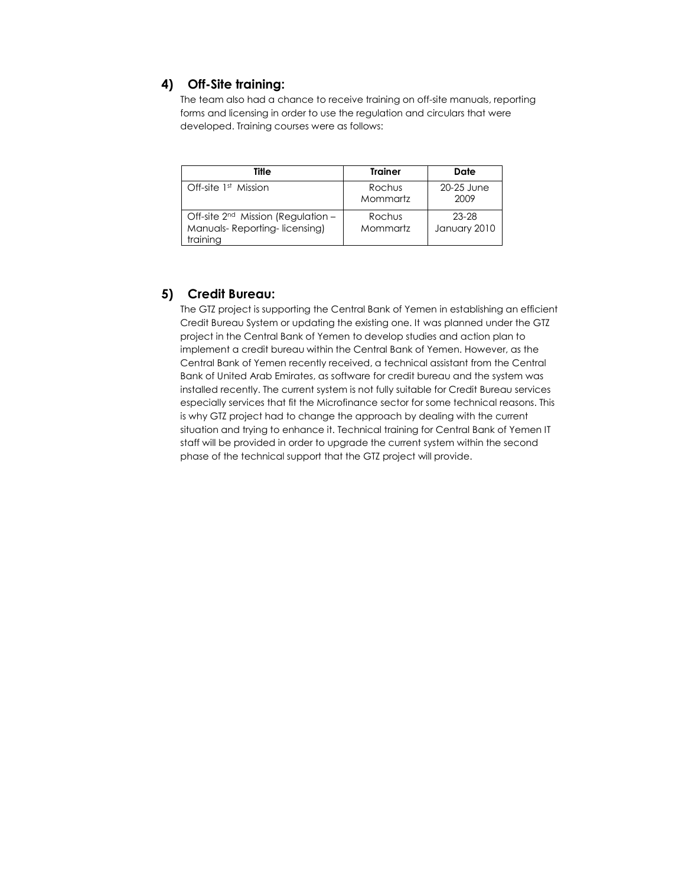## 4) Off-Site training:

The team also had a chance to receive training on off-site manuals, reporting forms and licensing in order to use the regulation and circulars that were developed. Training courses were as follows:

| Title | Trainer | Date |
|---|---|---|
| Off-site 1st Mission | Rochus Mommartz | 20-25 June 2009 |
| Off-site 2nd Mission (Regulation – Manuals- Reporting- licensing) training | Rochus Mommartz | 23-28 January 2010 |

## 5) Credit Bureau:

The GTZ project is supporting the Central Bank of Yemen in establishing an efficient Credit Bureau System or updating the existing one. It was planned under the GTZ project in the Central Bank of Yemen to develop studies and action plan to implement a credit bureau within the Central Bank of Yemen. However, as the Central Bank of Yemen recently received, a technical assistant from the Central Bank of United Arab Emirates, as software for credit bureau and the system was installed recently. The current system is not fully suitable for Credit Bureau services especially services that fit the Microfinance sector for some technical reasons. This is why GTZ project had to change the approach by dealing with the current situation and trying to enhance it. Technical training for Central Bank of Yemen IT staff will be provided in order to upgrade the current system within the second phase of the technical support that the GTZ project will provide.